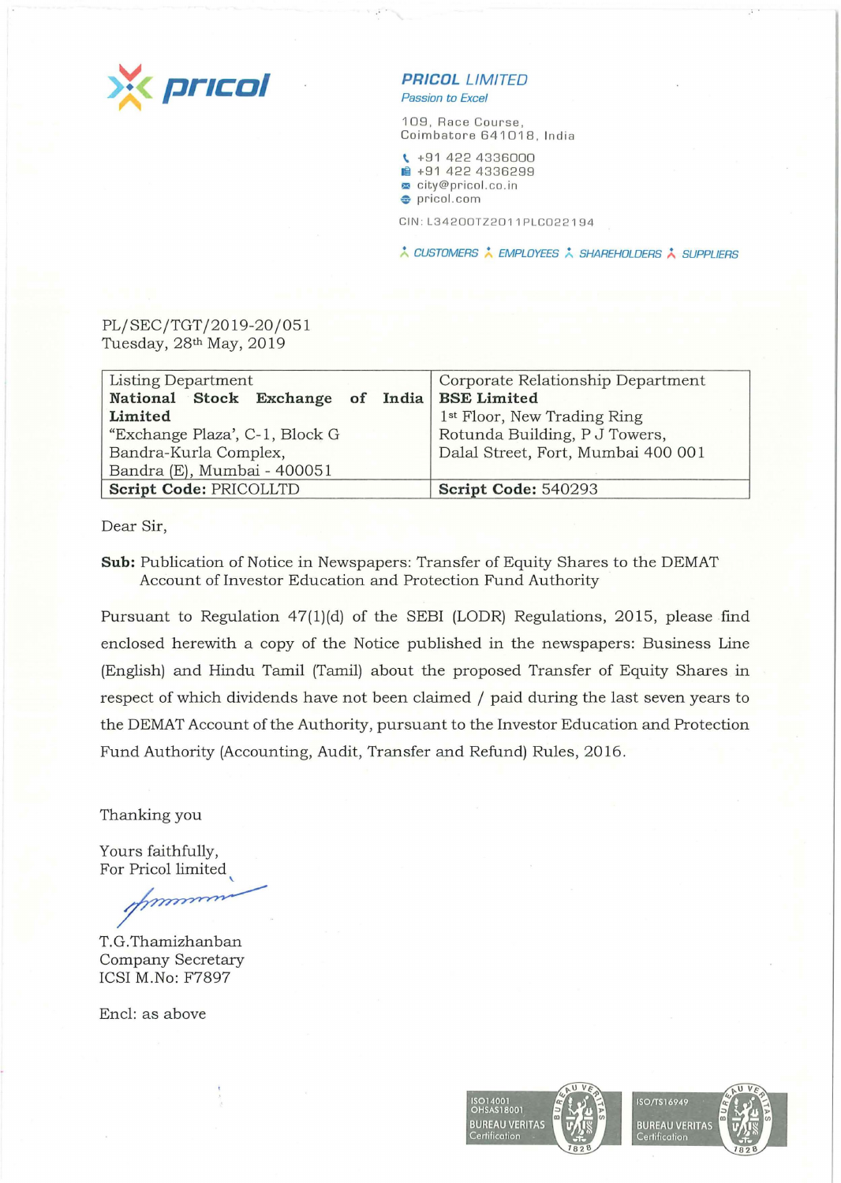pricol

**PRICOL LIMITED**
*Passion to Excel*

109, Race Course,
Coimbatore 641018, India

+91 422 4336000
+91 422 4336299
city@pricol.co.in
pricol.com

CIN: L34200TZ2011PLC022194

CUSTOMERS EMPLOYEES SHAREHOLDERS SUPPLIERS

PL/SEC/TGT/2019-20/051
Tuesday, 28th May, 2019

| | |
|---|---|
| Listing Department<br>**National Stock Exchange of India Limited**<br>"Exchange Plaza', C-1, Block G<br>Bandra-Kurla Complex,<br>Bandra (E), Mumbai - 400051 | Corporate Relationship Department<br>**BSE Limited**<br>1st Floor, New Trading Ring<br>Rotunda Building, P J Towers,<br>Dalal Street, Fort, Mumbai 400 001 |
| **Script Code:** PRICOLLTD | **Script Code:** 540293 |

Dear Sir,

**Sub:** Publication of Notice in Newspapers: Transfer of Equity Shares to the DEMAT Account of Investor Education and Protection Fund Authority

Pursuant to Regulation 47(1)(d) of the SEBI (LODR) Regulations, 2015, please find enclosed herewith a copy of the Notice published in the newspapers: Business Line (English) and Hindu Tamil (Tamil) about the proposed Transfer of Equity Shares in respect of which dividends have not been claimed / paid during the last seven years to the DEMAT Account of the Authority, pursuant to the Investor Education and Protection Fund Authority (Accounting, Audit, Transfer and Refund) Rules, 2016.

Thanking you

Yours faithfully,
For Pricol limited

T.G.Thamizhanban
Company Secretary
ICSI M.No: F7897

Encl: as above

ISO14001
OHSAS18001
BUREAU VERITAS
Certification

ISO/TS16949
BUREAU VERITAS
Certification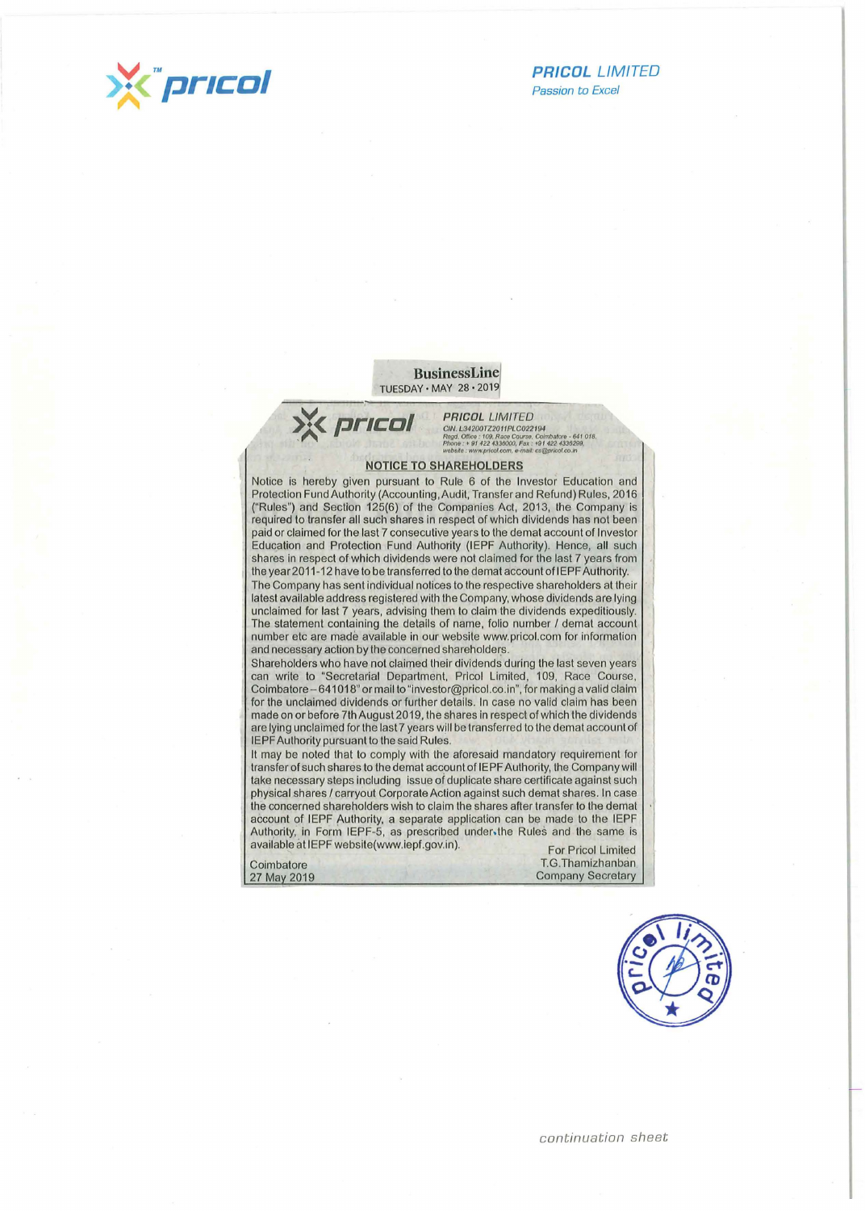**PRICOL** *LIMITED*

*Passion to Excel*

BusinessLine

TUESDAY • MAY 28 • 2019

**PRICOL** *LIMITED*

CIN. L34200TZ2011PLC022194

Regd. Office : 109, Race Course, Coimbatore - 641 018.

Phone : + 91 422 4336000, Fax : +91 422 4336299,

website : www.pricol.com, e-mail: cs@pricol.co.in

## NOTICE TO SHAREHOLDERS

Notice is hereby given pursuant to Rule 6 of the Investor Education and Protection Fund Authority (Accounting, Audit, Transfer and Refund) Rules, 2016 ("Rules") and Section 125(6) of the Companies Act, 2013, the Company is required to transfer all such shares in respect of which dividends has not been paid or claimed for the last 7 consecutive years to the demat account of Investor Education and Protection Fund Authority (IEPF Authority). Hence, all such shares in respect of which dividends were not claimed for the last 7 years from the year 2011-12 have to be transferred to the demat account of IEPF Authority.

The Company has sent individual notices to the respective shareholders at their latest available address registered with the Company, whose dividends are lying unclaimed for last 7 years, advising them to claim the dividends expeditiously. The statement containing the details of name, folio number / demat account number etc are made available in our website www.pricol.com for information and necessary action by the concerned shareholders.

Shareholders who have not claimed their dividends during the last seven years can write to "Secretarial Department, Pricol Limited, 109, Race Course, Coimbatore – 641018" or mail to "investor@pricol.co.in", for making a valid claim for the unclaimed dividends or further details. In case no valid claim has been made on or before 7th August 2019, the shares in respect of which the dividends are lying unclaimed for the last 7 years will be transferred to the demat account of IEPF Authority pursuant to the said Rules.

It may be noted that to comply with the aforesaid mandatory requirement for transfer of such shares to the demat account of IEPF Authority, the Company will take necessary steps including issue of duplicate share certificate against such physical shares / carryout Corporate Action against such demat shares. In case the concerned shareholders wish to claim the shares after transfer to the demat account of IEPF Authority, a separate application can be made to the IEPF Authority, in Form IEPF-5, as prescribed under the Rules and the same is available at IEPF website(www.iepf.gov.in).

For Pricol Limited

T.G.Thamizhanban

Company Secretary

Coimbatore

27 May 2019

*continuation sheet*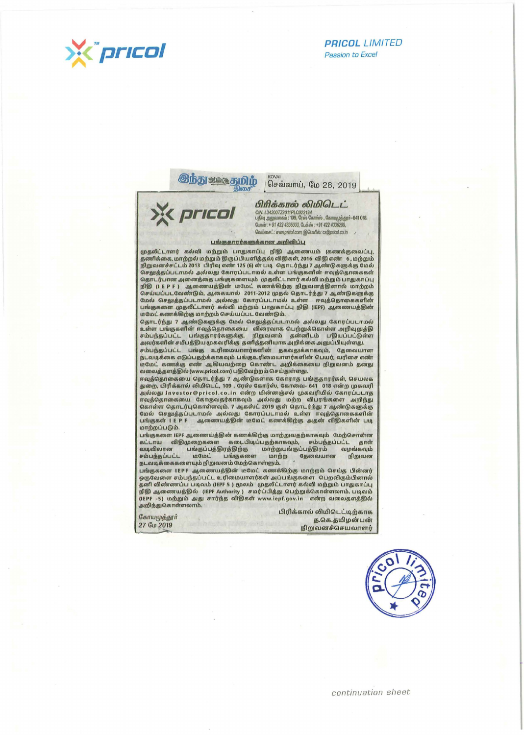# PRICOL LIMITED

*Passion to Excel*

இந்து தமிழ் திசை | KOVAI | செவ்வாய், மே 28, 2019

## பிரிக்கால் லிமிடெட்

CIN: L34200TZ2011PLC022194
பதிவு அலுவலகம்: 109, ரேஸ் கோர்ஸ், கோயமுத்தூர்-641 018.
போன்: + 91 422 4336000, பேக்ஸ்: +91 422 4336299,
வெப்சைட்: www.pricol.com, இமெயில்: cs@pricol.co.in

### பங்குதாரர்களுக்கான அறிவிப்பு

முதலீட்டாளர் கல்வி மற்றும் பாதுகாப்பு நிதி ஆணையம் (கணக்குவைப்பு, தணிக்கை, மாற்றல் மற்றும் திருப்பியளித்தல்) விதிகள், 2016 விதி எண் 6, மற்றும் நிறுவனச்சட்டம் 2013 பிரிவு எண் 125 (6) ன் படி தொடர்ந்து 7 ஆண்டுகளுக்கு மேல் செலுத்தப்படாமல் அல்லது கோரப்படாமல் உள்ள பங்குகளின் ஈவுத்தொகைகள் தொடர்பான அனைத்தை பங்குகளையும் முதலீட்டாளர் கல்வி மற்றும் பாதுகாப்பு நிதி (IEPF) ஆணையத்தின் டீமேட் கணக்கிற்கு நிறுவனத்தினால் மாற்றம் செய்யப்படவேண்டும், ஆகையால் 2011-2012 முதல் தொடர்ந்து 7 ஆண்டுகளுக்கு மேல் செலுத்தப்படாமல் அல்லது கோரப்படாமல் உள்ள ஈவுத்தொகைகளின் பங்குகளை முதலீட்டாளர் கல்வி மற்றும் பாதுகாப்பு நிதி (IEPF) ஆணையத்தின் டீமேட் கணக்கிற்கு மாற்றம் செய்யப்பட வேண்டும்.

தொடர்ந்து 7 ஆண்டுகளுக்கு மேல் செலுத்தப்படாமல் அல்லது கோரப்படாமல் உள்ள பங்குகளின் ஈவுத்தொகையை விரைவாக பெற்றுக்கொள்ள அறிவுறுத்தி சம்பந்தப்பட்ட பங்குதாரர்களுக்கு, நிறுவனம் தன்னிடம் பதியப்பட்டுள்ள அவர்களின் சமீபத்திய முகவரிக்கு தனித்தனியாக அறிக்கை அனுப்பியுள்ளது.

சம்பந்தப்பட்ட பங்கு உரிமையாளர்களின் தகவலுக்காகவும், தேவையான நடவடிக்கை எடுப்பதற்க்காகவும் பங்குஉரிமையாளர்களின் பெயர், வரிசை எண் டீமேட் கணக்கு எண் ஆகியவற்றை கொண்ட அறிக்கையை நிறுவனம் தனது வலைத்தளத்தில் (www.pricol.com) பதிவேற்றம் செய்துள்ளது.

ஈவுத்தொகையை தொடர்ந்து 7 ஆண்டுகளாக கோராத பங்குதாரர்கள், செயலக துறை, பிரிக்கால் லிமிடெட், 109, ரேஸ் கோர்ஸ், கோவை- 641 018 என்ற முகவரி அல்லது investor@pricol.co.in என்ற மின்னஞ்சல் முகவரியில் கோரப்படாத ஈவுத்தொகையை கோருவதற்க்காகவும் அல்லது மற்ற விபரங்களை அறிந்து கொள்ள தொடர்புகொள்ளவும். 7 ஆகஸ்ட் 2019 குள் தொடர்ந்து 7 ஆண்டுகளுக்கு மேல் செலுத்தப்படாமல் அல்லது கோரப்படாமல் உள்ள ஈவுத்தொகைகளின் பங்குகள் IEPF ஆணையத்தின் டீமேட் கணக்கிற்கு அதன் விதிகளின் படி மாற்றப்படும்.

பங்குகளை IEPF ஆணையத்தின் கணக்கிற்கு மாற்றுவதற்காகவும் மேற்சொன்ன கட்டாய விதிமுறைகளை கடைபிடிப்பதற்காகவும், சம்பந்தப்பட்ட தாள் வடிவிலான பங்குப்பத்திரத்திற்கு மாற்றுபங்குப்பத்திரம் வழங்கவும் சம்பந்தப்பட்ட டீமேட் பங்குகளை மாற்ற தேவையான நிறுவன நடவடிக்கைகளையும் நிறுவனம் மேற்கொள்ளும்.

பங்குகளை IEPF ஆணையத்தின் டீமேட் கணக்கிற்கு மாற்றம் செய்த பின்னர் ஒருவேளை சம்பந்தப்பட்ட உரிமையாளர்கள் அப்பங்குகளை பெறவிரும்பினால் தனி விண்ணப்ப படிவம் (IEPF 5) மூலம் முதலீட்டாளர் கல்வி மற்றும் பாதுகாப்பு நிதி ஆணையத்தில் (IEPF Authority) சமர்ப்பித்து பெற்றுக்கொள்ளலாம். படிவம் (IEPF -5) மற்றும் அது சார்ந்த விதிகள் www.iepf.gov.in என்ற வலைதளத்தில் அறிந்துகொள்ளலாம்.

கோயமுத்தூர்
27 மே 2019

பிரிக்கால் லிமிடெட்டிற்காக
த.கெ.தமிழன்பன்
நிறுவனச்செயலாளர்

*continuation sheet*